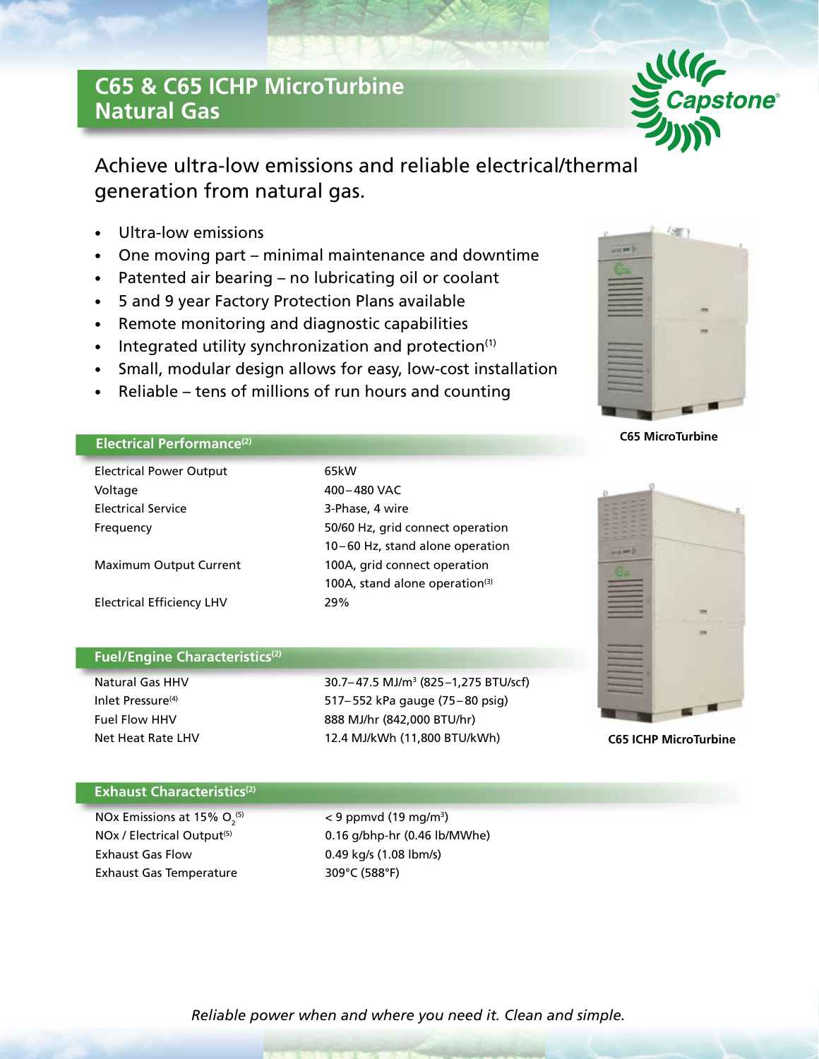# C65 & C65 ICHP MicroTurbine Natural Gas

Achieve ultra-low emissions and reliable electrical/thermal generation from natural gas.

- Ultra-low emissions
- One moving part – minimal maintenance and downtime
- Patented air bearing – no lubricating oil or coolant
- 5 and 9 year Factory Protection Plans available
- Remote monitoring and diagnostic capabilities
- Integrated utility synchronization and protection[1]
- Small, modular design allows for easy, low-cost installation
- Reliable – tens of millions of run hours and counting

C65 MicroTurbine

C65 ICHP MicroTurbine

## Electrical Performance[2]

| | |
|---|---|
| Electrical Power Output | 65kW |
| Voltage | 400–480 VAC |
| Electrical Service | 3-Phase, 4 wire |
| Frequency | 50/60 Hz, grid connect operation<br>10–60 Hz, stand alone operation |
| Maximum Output Current | 100A, grid connect operation<br>100A, stand alone operation[3] |
| Electrical Efficiency LHV | 29% |

## Fuel/Engine Characteristics[2]

| | |
|---|---|
| Natural Gas HHV | 30.7–47.5 MJ/m$^3$ (825–1,275 BTU/scf) |
| Inlet Pressure[4] | 517–552 kPa gauge (75–80 psig) |
| Fuel Flow HHV | 888 MJ/hr (842,000 BTU/hr) |
| Net Heat Rate LHV | 12.4 MJ/kWh (11,800 BTU/kWh) |

## Exhaust Characteristics[2]

| | |
|---|---|
| NOx Emissions at 15% $O_2$[5] | < 9 ppmvd (19 mg/m$^3$) |
| NOx / Electrical Output[5] | 0.16 g/bhp-hr (0.46 lb/MWhe) |
| Exhaust Gas Flow | 0.49 kg/s (1.08 lbm/s) |
| Exhaust Gas Temperature | 309°C (588°F) |

*Reliable power when and where you need it. Clean and simple.*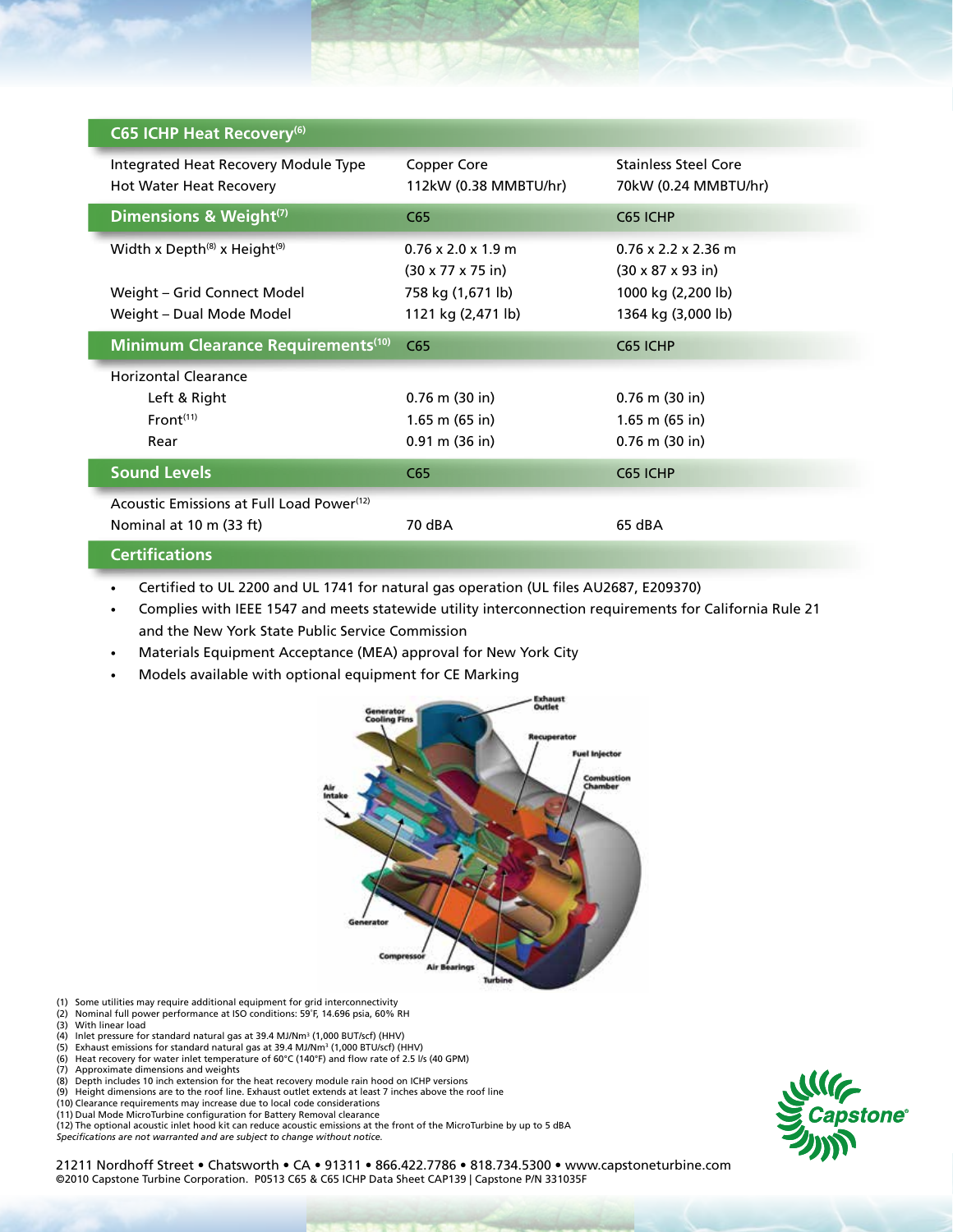## C65 ICHP Heat Recovery(6)

| | | |
|---|---|---|
| Integrated Heat Recovery Module Type | Copper Core | Stainless Steel Core |
| Hot Water Heat Recovery | 112kW (0.38 MMBTU/hr) | 70kW (0.24 MMBTU/hr) |

## Dimensions & Weight(7)

| | C65 | C65 ICHP |
|---|---|---|
| Width x Depth(8) x Height(9) | 0.76 x 2.0 x 1.9 m (30 x 77 x 75 in) | 0.76 x 2.2 x 2.36 m (30 x 87 x 93 in) |
| Weight – Grid Connect Model | 758 kg (1,671 lb) | 1000 kg (2,200 lb) |
| Weight – Dual Mode Model | 1121 kg (2,471 lb) | 1364 kg (3,000 lb) |

## Minimum Clearance Requirements(10)

| | C65 | C65 ICHP |
|---|---|---|
| Horizontal Clearance | | |
| Left & Right | 0.76 m (30 in) | 0.76 m (30 in) |
| Front(11) | 1.65 m (65 in) | 1.65 m (65 in) |
| Rear | 0.91 m (36 in) | 0.76 m (30 in) |

## Sound Levels

| | C65 | C65 ICHP |
|---|---|---|
| Acoustic Emissions at Full Load Power(12) | | |
| Nominal at 10 m (33 ft) | 70 dBA | 65 dBA |

## Certifications

- Certified to UL 2200 and UL 1741 for natural gas operation (UL files AU2687, E209370)
- Complies with IEEE 1547 and meets statewide utility interconnection requirements for California Rule 21 and the New York State Public Service Commission
- Materials Equipment Acceptance (MEA) approval for New York City
- Models available with optional equipment for CE Marking

Exhaust Outlet
Generator Cooling Fins
Recuperator
Fuel Injector
Combustion Chamber
Air Intake
Generator
Compressor
Air Bearings
Turbine

(1) Some utilities may require additional equipment for grid interconnectivity
(2) Nominal full power performance at ISO conditions: 59°F, 14.696 psia, 60% RH
(3) With linear load
(4) Inlet pressure for standard natural gas at 39.4 MJ/Nm³ (1,000 BUT/scf) (HHV)
(5) Exhaust emissions for standard natural gas at 39.4 MJ/Nm³ (1,000 BTU/scf) (HHV)
(6) Heat recovery for water inlet temperature of 60°C (140°F) and flow rate of 2.5 l/s (40 GPM)
(7) Approximate dimensions and weights
(8) Depth includes 10 inch extension for the heat recovery module rain hood on ICHP versions
(9) Height dimensions are to the roof line. Exhaust outlet extends at least 7 inches above the roof line
(10) Clearance requirements may increase due to local code considerations
(11) Dual Mode MicroTurbine configuration for Battery Removal clearance
(12) The optional acoustic inlet hood kit can reduce acoustic emissions at the front of the MicroTurbine by up to 5 dBA
*Specifications are not warranted and are subject to change without notice.*

Capstone®

21211 Nordhoff Street • Chatsworth • CA • 91311 • 866.422.7786 • 818.734.5300 • www.capstoneturbine.com
©2010 Capstone Turbine Corporation. P0513 C65 & C65 ICHP Data Sheet CAP139 | Capstone P/N 331035F